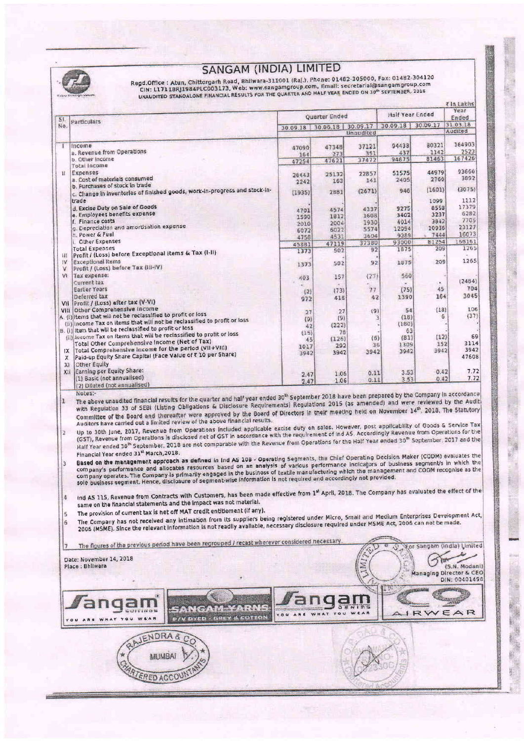# SANGAM (INDIA) LIMITED

Regd.Office : Atun, Chittorgarh Road, Bhilwara-311001 (Raj.), Phone: 01482-305000, Fax: 01482-304120
CIN: L17118RJ1984PLC003173, Web: www.sangamgroup.com, Email: secretarial@sangamgroup.com

UNAUDITED STANDALONE FINANCIAL RESULTS FOR THE QUARTER AND HALF YEAR ENDED ON 30th SEPTEMBER, 2018

₹ in Lakhs

| Sl. No. | Particulars | Quarter Ended | | | Half Year Ended | | Year Ended |
|---|---|---|---|---|---|---|---|
| | | 30.09.18 | 30.06.18 | 30.09.17 | 30.09.18 | 30.09.17 | 31.03.18 |
| | | Unaudited | | | | | Audited |
| I | Income | | | | | | |
| | a. Revenue from Operations | 47090 | 47348 | 37121 | 94438 | 80321 | 164903 |
| | b. Other Income | 164 | 273 | 351 | 437 | 1142 | 2523 |
| | Total Income | 47254 | 47621 | 37472 | 94875 | 81463 | 167426 |
| II | Expenses | | | | | | |
| | a. Cost of materials consumed | 26443 | 25132 | 22857 | 51575 | 44979 | 93666 |
| | b. Purchases of stock in trade | 2242 | 163 | 141 | 2405 | 2760 | 3892 |
| | c. Change in inventories of finished goods, work-in-progress and stock-in-trade | (1935) | 2881 | (2671) | 946 | (1601) | (3075) |
| | d. Excise Duty on Sale of Goods | - | - | - | - | 1099 | 1112 |
| | e. Employees benefits expense | 4701 | 4574 | 4337 | 9275 | 8558 | 17379 |
| | f. Finance costs | 1590 | 1812 | 1608 | 3402 | 3237 | 6282 |
| | g. Depreciation and amortisation expense | 2010 | 2004 | 1930 | 4014 | 3842 | 7705 |
| | h. Power & Fuel | 6072 | 6022 | 5574 | 12094 | 10936 | 23127 |
| | i. Other Expenses | 4758 | 4531 | 3604 | 9289 | 7444 | 16073 |
| | Total Expenses | 45881 | 47119 | 37380 | 93000 | 81254 | 166161 |
| III | Profit / (Loss) before Exceptional items & Tax (I-II) | 1373 | 502 | 92 | 1875 | 209 | 1265 |
| IV | Exceptional Items | - | - | - | - | - | - |
| V | Profit / (Loss) before Tax (III-IV) | 1373 | 502 | 92 | 1875 | 209 | 1265 |
| VI | Tax expense: | | | | | | |
| | Current tax | 403 | 157 | (27) | 560 | - | - |
| | Earlier Years | - | - | - | - | - | (2484) |
| | Deferred tax | (2) | (73) | 77 | (75) | 45 | 704 |
| VII | Profit / (Loss) after tax (V-VI) | 972 | 418 | 42 | 1390 | 164 | 3045 |
| VIII | Other Comprehensive Income | | | | | | |
| | A. (i) Items that will not be reclassified to profit or loss | 27 | 27 | (9) | 54 | (18) | 106 |
| | (ii) Income Tax on items that will not be reclassified to profit or loss | (9) | (9) | 3 | (18) | 6 | (37) |
| | B. (i) Item that will be reclassified to profit or loss | 42 | (222) | - | (180) | - | - |
| | (ii) Income Tax on items that will be reclassified to profit or loss | (15) | 78 | - | 63 | - | - |
| | Total Other Comprehensive Income (Net of Tax) | 45 | (126) | (6) | (81) | (12) | 69 |
| IX | Total Comprehensive Income for the period (VII+VIII) | 1017 | 292 | 36 | 1309 | 152 | 3114 |
| X | Paid-up Equity Share Capital (Face Value of ₹ 10 per Share) | 3942 | 3942 | 3942 | 3942 | 3942 | 3942 |
| XI | Other Equity | | | | | | 47608 |
| XII | Earning per Equity Share: | | | | | | |
| | (1) Basic (not annualised) | 2.47 | 1.06 | 0.11 | 3.53 | 0.42 | 7.72 |
| | (2) Diluted (not annualised) | 2.47 | 1.06 | 0.11 | 3.53 | 0.42 | 7.72 |

Notes:-

1. The above unaudited financial results for the quarter and half year ended 30th September 2018 have been prepared by the Company in accordance with Regulation 33 of SEBI (Listing Obligations & Disclosure Requirements) Regulations 2015 (as amended) and were reviewed by the Audit Committee of the Board and thereafter were approved by the Board of Directors in their meeting held on November 14th, 2018. The Statutory Auditors have carried out a limited review of the above financial results.
2. Up to 30th June, 2017, Revenue from Operations included applicable excise duty on sales. However, post applicability of Goods & Service Tax (GST), Revenue from Operations is disclosed net of GST in accordance with the requirement of Ind AS. Accordingly Revenue from Operations for the Half Year ended 30th September, 2018 are not comparable with the Revenue from Operations for the Half Year ended 30th September, 2017 and the Financial Year ended 31st March,2018.
3. Based on the management approach as defined in Ind AS 108 - Operating Segments, the Chief Operating Decision Maker (CODM) evaluates the company's performance and allocates resources based on an analysis of various performance indicators of business segment/s in which the company operates. The Company is primarily engaged in the business of textile manufacturing which the management and CODM recognise as the sole business segment. Hence, disclosure of segment-wise information is not required and accordingly not provided.
4. Ind AS 115, Revenue from Contracts with Customers, has been made effective from 1st April, 2018. The Company has evaluated the effect of the same on the financial statements and the impact was not material.
5. The provision of current tax is net off MAT credit entitlement (if any).
6. The Company has not received any intimation from its suppliers being registered under Micro, Small and Medium Enterprises Development Act, 2006 (MSME). Since the relevant information is not readily available, necessary disclosure required under MSME Act, 2006 can not be made.
7. The figures of the previous period have been regrouped / recast wherever considered necessary.

Date: November 14, 2018
Place : Bhilwara

For Sangam (India) Limited

(S.N. Modani)
Managing Director & CEO
DIN: 00401498

Sangam SUITINGS — YOU ARE WHAT YOU WEAR | SANGAM YARNS P/V DYED - GREY & COTTON | Sangam DENIMS — YOU ARE WHAT YOU WEAR | AIRWEAR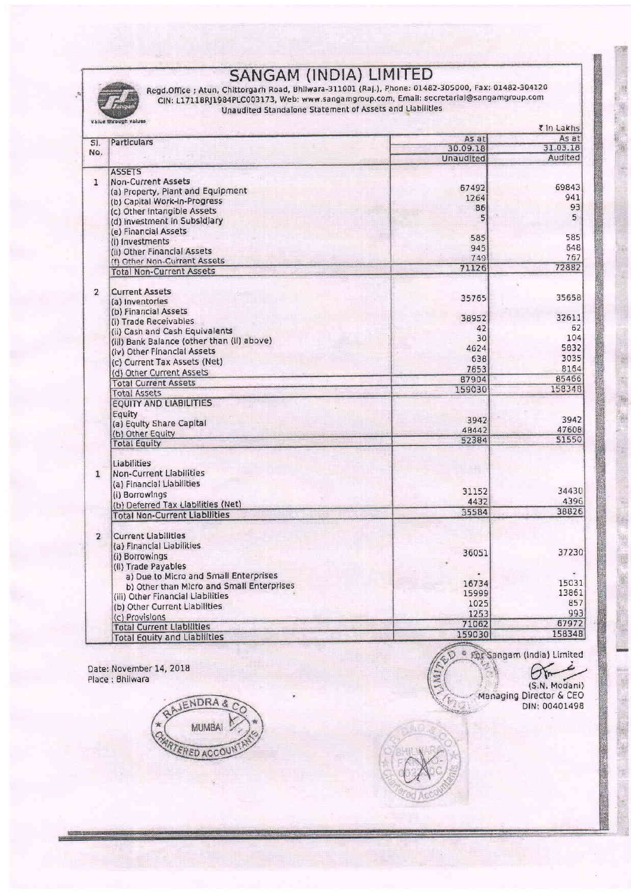# SANGAM (INDIA) LIMITED

Value through values

Regd.Office ; Atun, Chittorgarh Road, Bhilwara-311001 (Raj.), Phone: 01482-305000, Fax: 01482-304120
CIN: L17118RJ1984PLC003173, Web: www.sangamgroup.com, Email: secretarial@sangamgroup.com

Unaudited Standalone Statement of Assets and Liabilities

₹ In Lakhs

| Sl. No. | Particulars | As at 30.09.18 Unaudited | As at 31.03.18 Audited |
|---|---|---|---|
| | **ASSETS** | | |
| 1 | Non-Current Assets | | |
| | (a) Property, Plant and Equipment | 67492 | 69843 |
| | (b) Capital Work-in-Progress | 1264 | 941 |
| | (c) Other Intangible Assets | 86 | 93 |
| | (d) Investment in Subsidiary | 5 | 5 |
| | (e) Financial Assets | | |
| | (i) Investments | 585 | 585 |
| | (ii) Other Financial Assets | 945 | 648 |
| | (f) Other Non-Current Assets | 749 | 767 |
| | Total Non-Current Assets | 71126 | 72882 |
| 2 | Current Assets | | |
| | (a) Inventories | 35765 | 35658 |
| | (b) Financial Assets | | |
| | (i) Trade Receivables | 38952 | 32611 |
| | (ii) Cash and Cash Equivalents | 42 | 62 |
| | (iii) Bank Balance (other than (ii) above) | 30 | 104 |
| | (iv) Other Financial Assets | 4624 | 5832 |
| | (c) Current Tax Assets (Net) | 638 | 3035 |
| | (d) Other Current Assets | 7853 | 8164 |
| | Total Current Assets | 87904 | 85466 |
| | Total Assets | 159030 | 158348 |
| | **EQUITY AND LIABILITIES** | | |
| | Equity | | |
| | (a) Equity Share Capital | 3942 | 3942 |
| | (b) Other Equity | 48442 | 47608 |
| | Total Equity | 52384 | 51550 |
| | Liabilities | | |
| 1 | Non-Current Liabilities | | |
| | (a) Financial Liabilities | | |
| | (i) Borrowings | 31152 | 34430 |
| | (b) Deferred Tax Liabilities (Net) | 4432 | 4396 |
| | Total Non-Current Liabilities | 35584 | 38826 |
| 2 | Current Liabilities | | |
| | (a) Financial Liabilities | | |
| | (i) Borrowings | 36051 | 37230 |
| | (ii) Trade Payables | | |
| | a) Due to Micro and Small Enterprises | - | - |
| | b) Other than Micro and Small Enterprises | 16734 | 15031 |
| | (iii) Other Financial Liabilities | 15999 | 13861 |
| | (b) Other Current Liabilities | 1025 | 857 |
| | (c) Provisions | 1253 | 993 |
| | Total Current Liabilities | 71062 | 67972 |
| | Total Equity and Liabilities | 159030 | 158348 |

Date: November 14, 2018
Place : Bhilwara

For Sangam (India) Limited

(S.N. Modani)
Managing Director & CEO
DIN: 00401498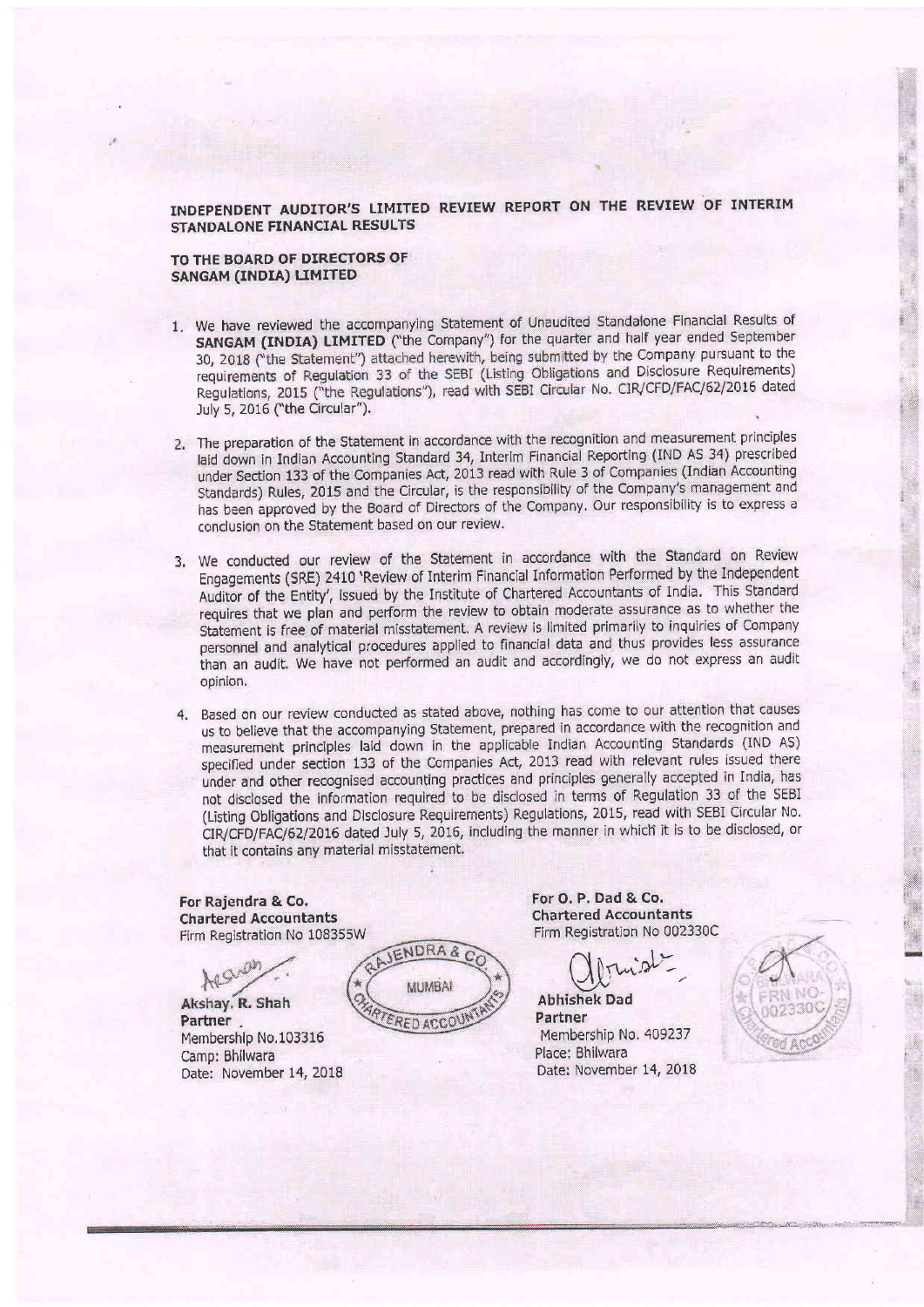## INDEPENDENT AUDITOR'S LIMITED REVIEW REPORT ON THE REVIEW OF INTERIM STANDALONE FINANCIAL RESULTS

**TO THE BOARD OF DIRECTORS OF**
**SANGAM (INDIA) LIMITED**

1. We have reviewed the accompanying Statement of Unaudited Standalone Financial Results of **SANGAM (INDIA) LIMITED** ("the Company") for the quarter and half year ended September 30, 2018 ("the Statement") attached herewith, being submitted by the Company pursuant to the requirements of Regulation 33 of the SEBI (Listing Obligations and Disclosure Requirements) Regulations, 2015 ("the Regulations"), read with SEBI Circular No. CIR/CFD/FAC/62/2016 dated July 5, 2016 ("the Circular").

2. The preparation of the Statement in accordance with the recognition and measurement principles laid down in Indian Accounting Standard 34, Interim Financial Reporting (IND AS 34) prescribed under Section 133 of the Companies Act, 2013 read with Rule 3 of Companies (Indian Accounting Standards) Rules, 2015 and the Circular, is the responsibility of the Company's management and has been approved by the Board of Directors of the Company. Our responsibility is to express a conclusion on the Statement based on our review.

3. We conducted our review of the Statement in accordance with the Standard on Review Engagements (SRE) 2410 'Review of Interim Financial Information Performed by the Independent Auditor of the Entity', issued by the Institute of Chartered Accountants of India. This Standard requires that we plan and perform the review to obtain moderate assurance as to whether the Statement is free of material misstatement. A review is limited primarily to inquiries of Company personnel and analytical procedures applied to financial data and thus provides less assurance than an audit. We have not performed an audit and accordingly, we do not express an audit opinion.

4. Based on our review conducted as stated above, nothing has come to our attention that causes us to believe that the accompanying Statement, prepared in accordance with the recognition and measurement principles laid down in the applicable Indian Accounting Standards (IND AS) specified under section 133 of the Companies Act, 2013 read with relevant rules issued there under and other recognised accounting practices and principles generally accepted in India, has not disclosed the information required to be disclosed in terms of Regulation 33 of the SEBI (Listing Obligations and Disclosure Requirements) Regulations, 2015, read with SEBI Circular No. CIR/CFD/FAC/62/2016 dated July 5, 2016, including the manner in which it is to be disclosed, or that it contains any material misstatement.

**For Rajendra & Co.**
**Chartered Accountants**
Firm Registration No 108355W

**Akshay. R. Shah**
**Partner**
Membership No.103316
Camp: Bhilwara
Date: November 14, 2018

**For O. P. Dad & Co.**
**Chartered Accountants**
Firm Registration No 002330C

**Abhishek Dad**
**Partner**
Membership No. 409237
Place: Bhilwara
Date: November 14, 2018